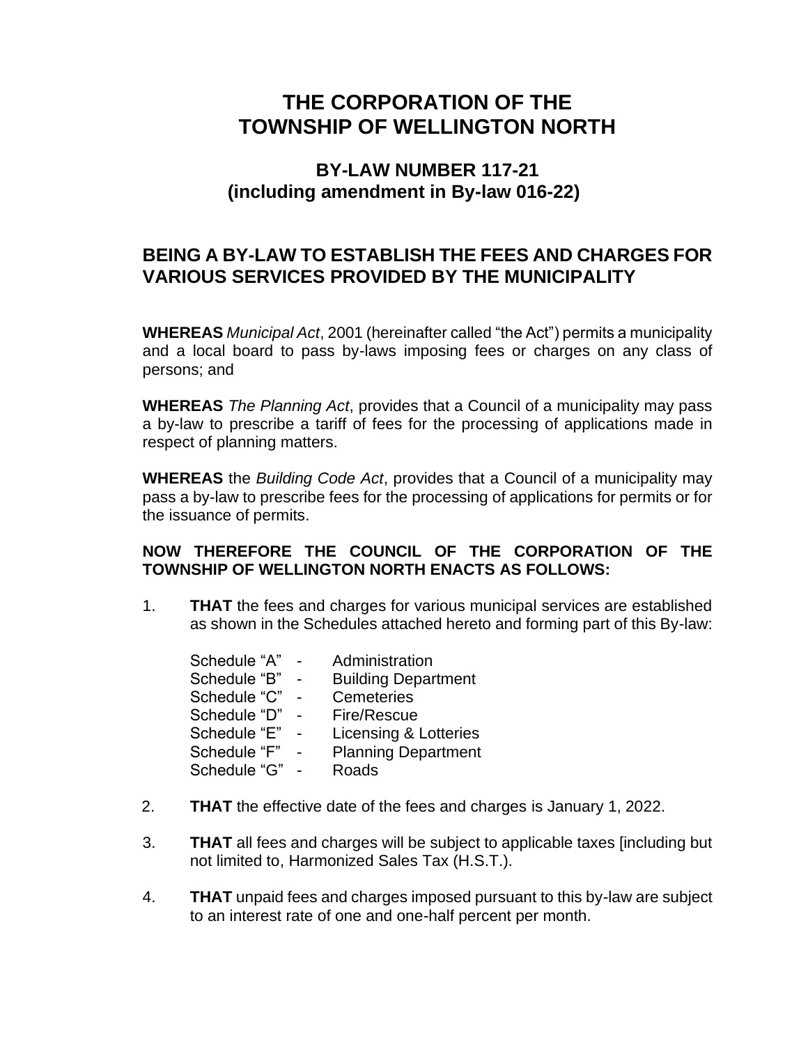# THE CORPORATION OF THE TOWNSHIP OF WELLINGTON NORTH

## BY-LAW NUMBER 117-21
## (including amendment in By-law 016-22)

## BEING A BY-LAW TO ESTABLISH THE FEES AND CHARGES FOR VARIOUS SERVICES PROVIDED BY THE MUNICIPALITY

**WHEREAS** *Municipal Act*, 2001 (hereinafter called "the Act") permits a municipality and a local board to pass by-laws imposing fees or charges on any class of persons; and

**WHEREAS** *The Planning Act*, provides that a Council of a municipality may pass a by-law to prescribe a tariff of fees for the processing of applications made in respect of planning matters.

**WHEREAS** the *Building Code Act*, provides that a Council of a municipality may pass a by-law to prescribe fees for the processing of applications for permits or for the issuance of permits.

**NOW THEREFORE THE COUNCIL OF THE CORPORATION OF THE TOWNSHIP OF WELLINGTON NORTH ENACTS AS FOLLOWS:**

1. **THAT** the fees and charges for various municipal services are established as shown in the Schedules attached hereto and forming part of this By-law:

   Schedule "A" - Administration
   Schedule "B" - Building Department
   Schedule "C" - Cemeteries
   Schedule "D" - Fire/Rescue
   Schedule "E" - Licensing & Lotteries
   Schedule "F" - Planning Department
   Schedule "G" - Roads

2. **THAT** the effective date of the fees and charges is January 1, 2022.

3. **THAT** all fees and charges will be subject to applicable taxes [including but not limited to, Harmonized Sales Tax (H.S.T.).

4. **THAT** unpaid fees and charges imposed pursuant to this by-law are subject to an interest rate of one and one-half percent per month.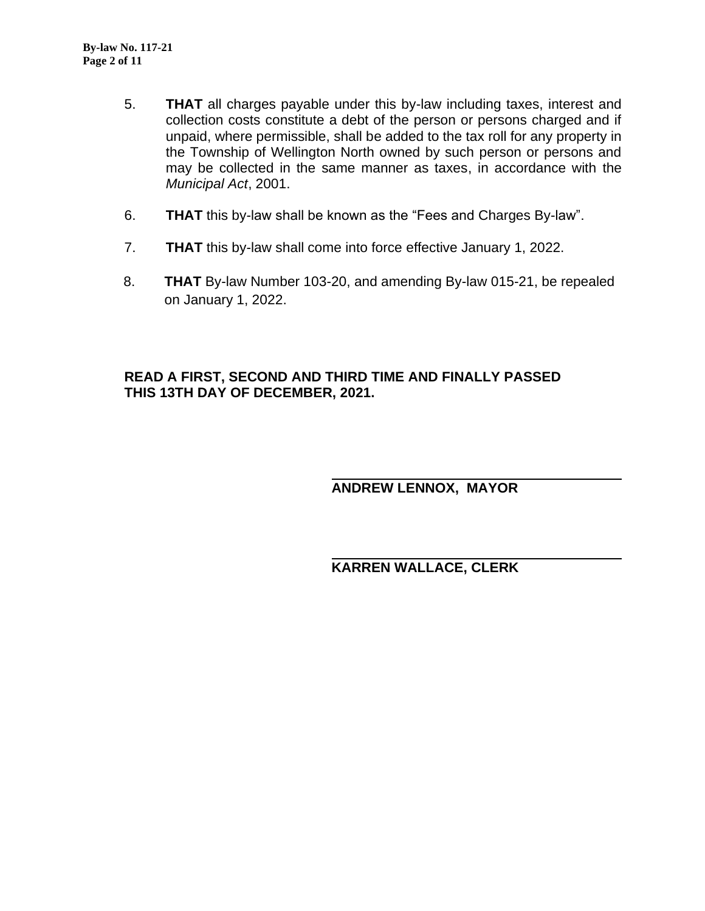5. **THAT** all charges payable under this by-law including taxes, interest and collection costs constitute a debt of the person or persons charged and if unpaid, where permissible, shall be added to the tax roll for any property in the Township of Wellington North owned by such person or persons and may be collected in the same manner as taxes, in accordance with the *Municipal Act*, 2001.

6. **THAT** this by-law shall be known as the "Fees and Charges By-law".

7. **THAT** this by-law shall come into force effective January 1, 2022.

8. **THAT** By-law Number 103-20, and amending By-law 015-21, be repealed on January 1, 2022.

**READ A FIRST, SECOND AND THIRD TIME AND FINALLY PASSED THIS 13TH DAY OF DECEMBER, 2021.**

**ANDREW LENNOX, MAYOR**

**KARREN WALLACE, CLERK**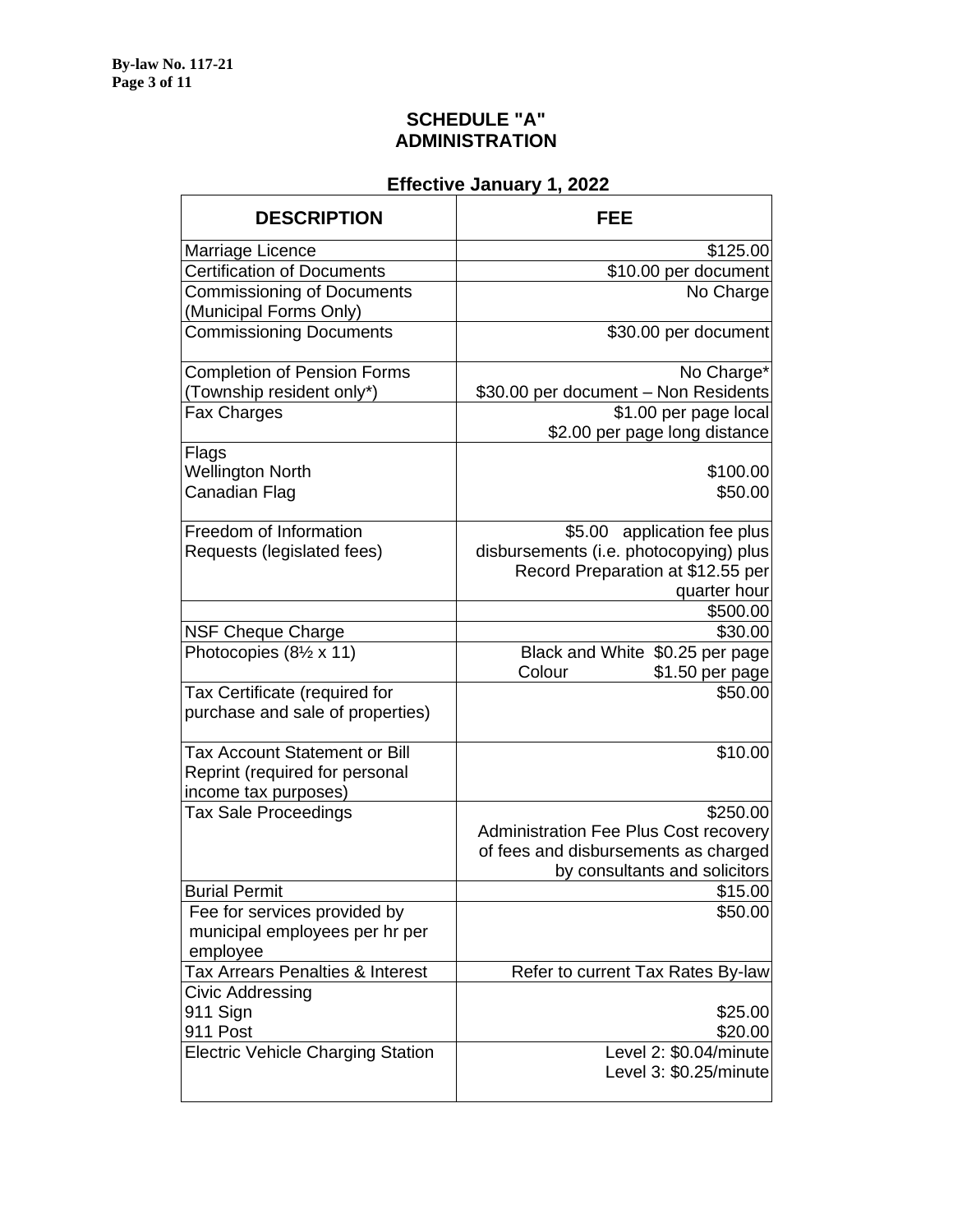# SCHEDULE "A"
# ADMINISTRATION

## Effective January 1, 2022

| DESCRIPTION | FEE |
|---|---|
| Marriage Licence | $125.00 |
| Certification of Documents | $10.00 per document |
| Commissioning of Documents (Municipal Forms Only) | No Charge |
| Commissioning Documents | $30.00 per document |
| Completion of Pension Forms (Township resident only*) | No Charge*<br>$30.00 per document – Non Residents |
| Fax Charges | $1.00 per page local<br>$2.00 per page long distance |
| Flags<br>Wellington North<br>Canadian Flag | <br>$100.00<br>$50.00 |
| Freedom of Information Requests (legislated fees) | $5.00 application fee plus disbursements (i.e. photocopying) plus Record Preparation at $12.55 per quarter hour |
| | $500.00 |
| NSF Cheque Charge | $30.00 |
| Photocopies (8½ x 11) | Black and White $0.25 per page<br>Colour $1.50 per page |
| Tax Certificate (required for purchase and sale of properties) | $50.00 |
| Tax Account Statement or Bill Reprint (required for personal income tax purposes) | $10.00 |
| Tax Sale Proceedings | $250.00<br>Administration Fee Plus Cost recovery of fees and disbursements as charged by consultants and solicitors |
| Burial Permit | $15.00 |
| Fee for services provided by municipal employees per hr per employee | $50.00 |
| Tax Arrears Penalties & Interest | Refer to current Tax Rates By-law |
| Civic Addressing<br>911 Sign<br>911 Post | <br>$25.00<br>$20.00 |
| Electric Vehicle Charging Station | Level 2: $0.04/minute<br>Level 3: $0.25/minute |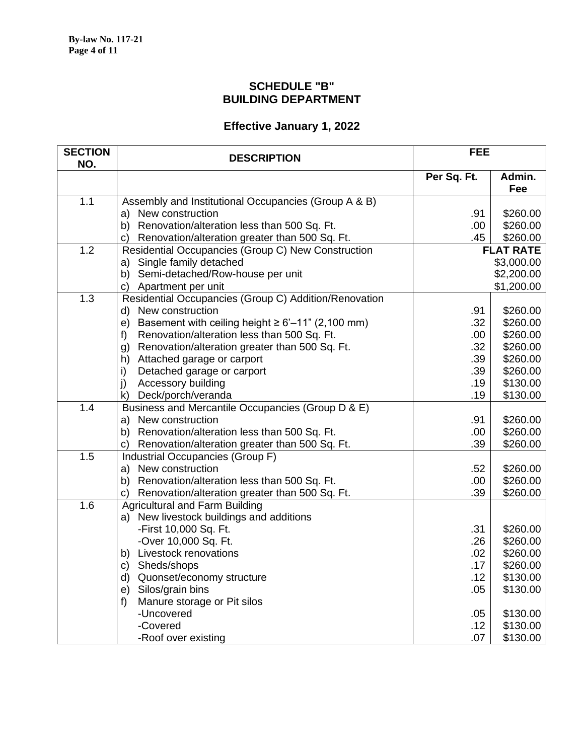## SCHEDULE "B"
## BUILDING DEPARTMENT

### Effective January 1, 2022

| SECTION NO. | DESCRIPTION | FEE | |
|---|---|---|---|
| | | Per Sq. Ft. | Admin. Fee |
| 1.1 | Assembly and Institutional Occupancies (Group A & B) | | |
| | a) New construction | .91 | $260.00 |
| | b) Renovation/alteration less than 500 Sq. Ft. | .00 | $260.00 |
| | c) Renovation/alteration greater than 500 Sq. Ft. | .45 | $260.00 |
| 1.2 | Residential Occupancies (Group C) New Construction | FLAT RATE | |
| | a) Single family detached | $3,000.00 | |
| | b) Semi-detached/Row-house per unit | $2,200.00 | |
| | c) Apartment per unit | $1,200.00 | |
| 1.3 | Residential Occupancies (Group C) Addition/Renovation | | |
| | d) New construction | .91 | $260.00 |
| | e) Basement with ceiling height ≥ 6'–11" (2,100 mm) | .32 | $260.00 |
| | f) Renovation/alteration less than 500 Sq. Ft. | .00 | $260.00 |
| | g) Renovation/alteration greater than 500 Sq. Ft. | .32 | $260.00 |
| | h) Attached garage or carport | .39 | $260.00 |
| | i) Detached garage or carport | .39 | $260.00 |
| | j) Accessory building | .19 | $130.00 |
| | k) Deck/porch/veranda | .19 | $130.00 |
| 1.4 | Business and Mercantile Occupancies (Group D & E) | | |
| | a) New construction | .91 | $260.00 |
| | b) Renovation/alteration less than 500 Sq. Ft. | .00 | $260.00 |
| | c) Renovation/alteration greater than 500 Sq. Ft. | .39 | $260.00 |
| 1.5 | Industrial Occupancies (Group F) | | |
| | a) New construction | .52 | $260.00 |
| | b) Renovation/alteration less than 500 Sq. Ft. | .00 | $260.00 |
| | c) Renovation/alteration greater than 500 Sq. Ft. | .39 | $260.00 |
| 1.6 | Agricultural and Farm Building | | |
| | a) New livestock buildings and additions | | |
| | -First 10,000 Sq. Ft. | .31 | $260.00 |
| | -Over 10,000 Sq. Ft. | .26 | $260.00 |
| | b) Livestock renovations | .02 | $260.00 |
| | c) Sheds/shops | .17 | $260.00 |
| | d) Quonset/economy structure | .12 | $130.00 |
| | e) Silos/grain bins | .05 | $130.00 |
| | f) Manure storage or Pit silos | | |
| | -Uncovered | .05 | $130.00 |
| | -Covered | .12 | $130.00 |
| | -Roof over existing | .07 | $130.00 |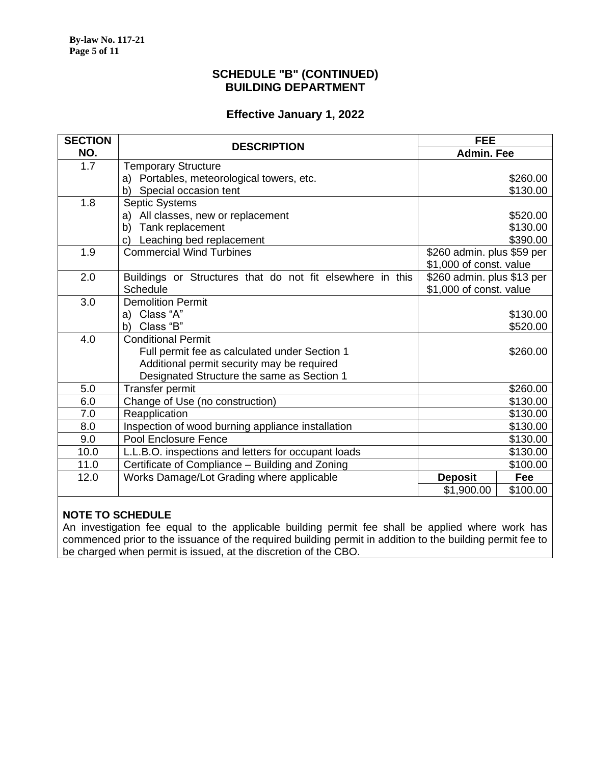## SCHEDULE "B" (CONTINUED)
## BUILDING DEPARTMENT

### Effective January 1, 2022

| SECTION NO. | DESCRIPTION | FEE | |
|---|---|---|---|
| | | Admin. Fee | |
| 1.7 | Temporary Structure<br>a) Portables, meteorological towers, etc.<br>b) Special occasion tent | <br>$260.00<br>$130.00 | |
| 1.8 | Septic Systems<br>a) All classes, new or replacement<br>b) Tank replacement<br>c) Leaching bed replacement | <br>$520.00<br>$130.00<br>$390.00 | |
| 1.9 | Commercial Wind Turbines | $260 admin. plus $59 per $1,000 of const. value | |
| 2.0 | Buildings or Structures that do not fit elsewhere in this Schedule | $260 admin. plus $13 per $1,000 of const. value | |
| 3.0 | Demolition Permit<br>a) Class "A"<br>b) Class "B" | <br>$130.00<br>$520.00 | |
| 4.0 | Conditional Permit<br>Full permit fee as calculated under Section 1<br>Additional permit security may be required<br>Designated Structure the same as Section 1 | <br>$260.00 | |
| 5.0 | Transfer permit | $260.00 | |
| 6.0 | Change of Use (no construction) | $130.00 | |
| 7.0 | Reapplication | $130.00 | |
| 8.0 | Inspection of wood burning appliance installation | $130.00 | |
| 9.0 | Pool Enclosure Fence | $130.00 | |
| 10.0 | L.L.B.O. inspections and letters for occupant loads | $130.00 | |
| 11.0 | Certificate of Compliance – Building and Zoning | $100.00 | |
| 12.0 | Works Damage/Lot Grading where applicable | **Deposit** | **Fee** |
| | | $1,900.00 | $100.00 |

**NOTE TO SCHEDULE**

An investigation fee equal to the applicable building permit fee shall be applied where work has commenced prior to the issuance of the required building permit in addition to the building permit fee to be charged when permit is issued, at the discretion of the CBO.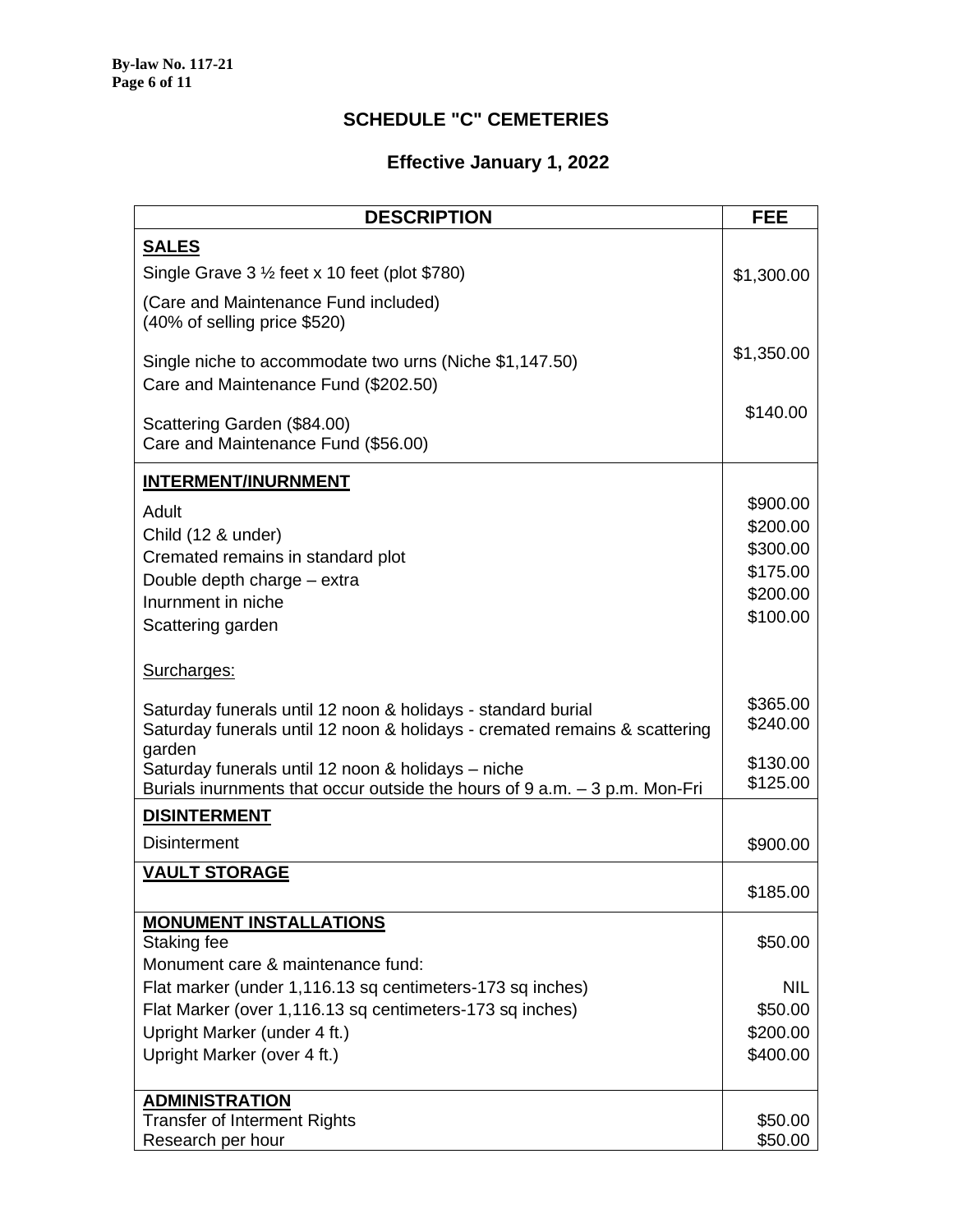## SCHEDULE "C" CEMETERIES

### Effective January 1, 2022

| DESCRIPTION | FEE |
|---|---|
| **SALES** | |
| Single Grave 3 ½ feet x 10 feet (plot $780) | $1,300.00 |
| (Care and Maintenance Fund included) (40% of selling price $520) | |
| Single niche to accommodate two urns (Niche $1,147.50) Care and Maintenance Fund ($202.50) | $1,350.00 |
| Scattering Garden ($84.00) Care and Maintenance Fund ($56.00) | $140.00 |
| **INTERMENT/INURNMENT** | |
| Adult | $900.00 |
| Child (12 & under) | $200.00 |
| Cremated remains in standard plot | $300.00 |
| Double depth charge – extra | $175.00 |
| Inurnment in niche | $200.00 |
| Scattering garden | $100.00 |
| Surcharges: | |
| Saturday funerals until 12 noon & holidays - standard burial | $365.00 |
| Saturday funerals until 12 noon & holidays - cremated remains & scattering garden | $240.00 |
| Saturday funerals until 12 noon & holidays – niche | $130.00 |
| Burials inurnments that occur outside the hours of 9 a.m. – 3 p.m. Mon-Fri | $125.00 |
| **DISINTERMENT** | |
| Disinterment | $900.00 |
| **VAULT STORAGE** | $185.00 |
| **MONUMENT INSTALLATIONS** | |
| Staking fee | $50.00 |
| Monument care & maintenance fund: | |
| Flat marker (under 1,116.13 sq centimeters-173 sq inches) | NIL |
| Flat Marker (over 1,116.13 sq centimeters-173 sq inches) | $50.00 |
| Upright Marker (under 4 ft.) | $200.00 |
| Upright Marker (over 4 ft.) | $400.00 |
| **ADMINISTRATION** | |
| Transfer of Interment Rights | $50.00 |
| Research per hour | $50.00 |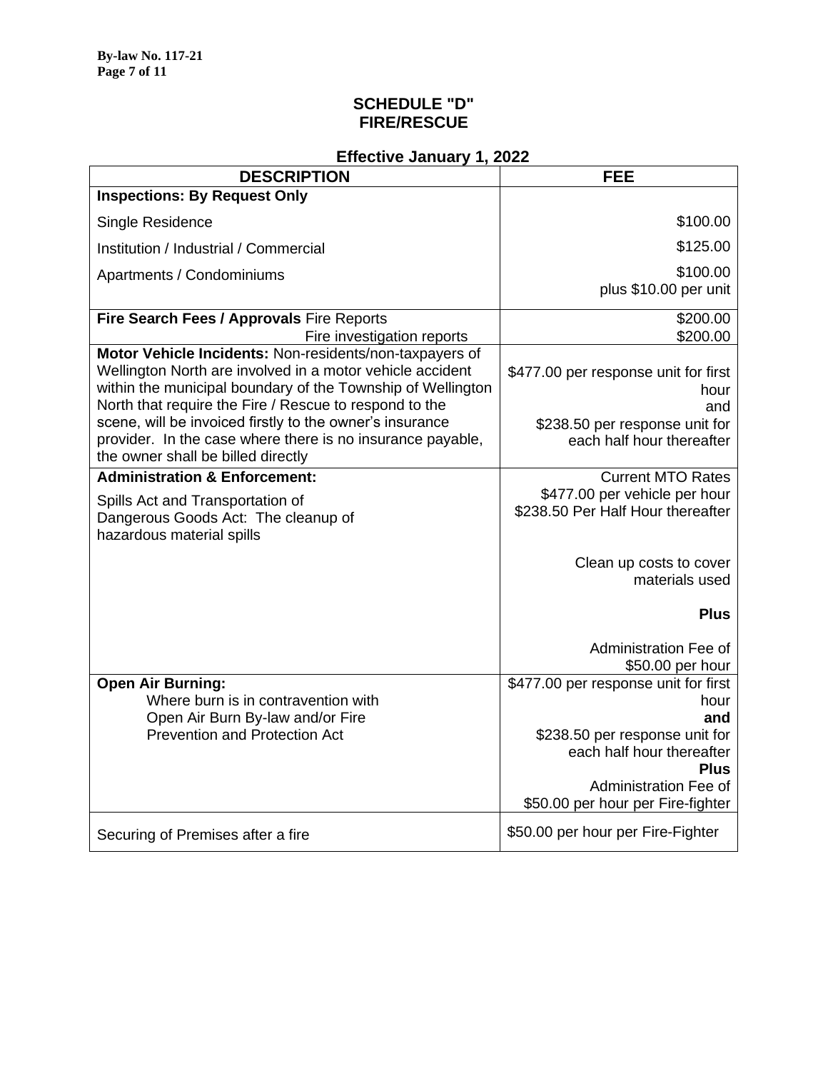# SCHEDULE "D"
# FIRE/RESCUE

## Effective January 1, 2022

| DESCRIPTION | FEE |
|---|---|
| **Inspections: By Request Only** | |
| Single Residence | $100.00 |
| Institution / Industrial / Commercial | $125.00 |
| Apartments / Condominiums | $100.00 plus $10.00 per unit |
| **Fire Search Fees / Approvals** Fire Reports | $200.00 |
| Fire investigation reports | $200.00 |
| **Motor Vehicle Incidents:** Non-residents/non-taxpayers of Wellington North are involved in a motor vehicle accident within the municipal boundary of the Township of Wellington North that require the Fire / Rescue to respond to the scene, will be invoiced firstly to the owner's insurance provider. In the case where there is no insurance payable, the owner shall be billed directly | $477.00 per response unit for first hour and $238.50 per response unit for each half hour thereafter |
| **Administration & Enforcement:** Spills Act and Transportation of Dangerous Goods Act: The cleanup of hazardous material spills | Current MTO Rates $477.00 per vehicle per hour $238.50 Per Half Hour thereafter Clean up costs to cover materials used **Plus** Administration Fee of $50.00 per hour |
| **Open Air Burning:** Where burn is in contravention with Open Air Burn By-law and/or Fire Prevention and Protection Act | $477.00 per response unit for first hour **and** $238.50 per response unit for each half hour thereafter **Plus** Administration Fee of $50.00 per hour per Fire-fighter |
| Securing of Premises after a fire | $50.00 per hour per Fire-Fighter |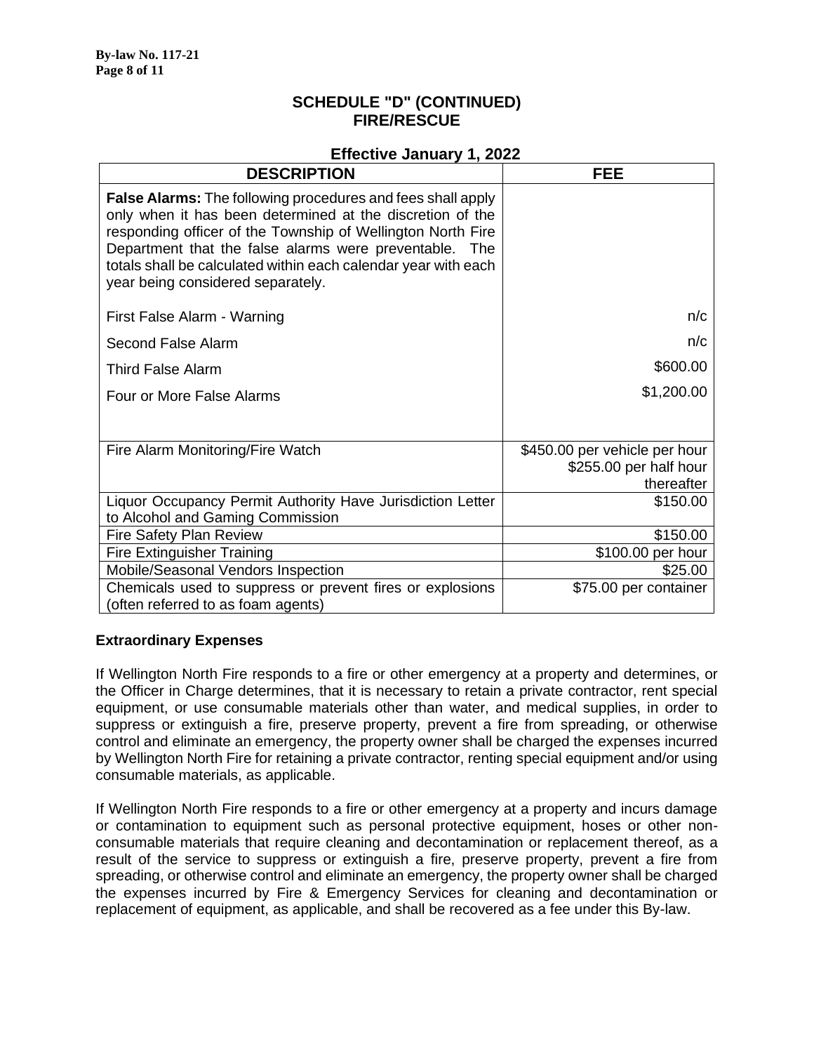## SCHEDULE "D" (CONTINUED)
## FIRE/RESCUE

### Effective January 1, 2022

| DESCRIPTION | FEE |
|---|---|
| **False Alarms:** The following procedures and fees shall apply only when it has been determined at the discretion of the responding officer of the Township of Wellington North Fire Department that the false alarms were preventable. The totals shall be calculated within each calendar year with each year being considered separately. | |
| First False Alarm - Warning | n/c |
| Second False Alarm | n/c |
| Third False Alarm | $600.00 |
| Four or More False Alarms | $1,200.00 |
| Fire Alarm Monitoring/Fire Watch | $450.00 per vehicle per hour<br>$255.00 per half hour thereafter |
| Liquor Occupancy Permit Authority Have Jurisdiction Letter to Alcohol and Gaming Commission | $150.00 |
| Fire Safety Plan Review | $150.00 |
| Fire Extinguisher Training | $100.00 per hour |
| Mobile/Seasonal Vendors Inspection | $25.00 |
| Chemicals used to suppress or prevent fires or explosions (often referred to as foam agents) | $75.00 per container |

**Extraordinary Expenses**

If Wellington North Fire responds to a fire or other emergency at a property and determines, or the Officer in Charge determines, that it is necessary to retain a private contractor, rent special equipment, or use consumable materials other than water, and medical supplies, in order to suppress or extinguish a fire, preserve property, prevent a fire from spreading, or otherwise control and eliminate an emergency, the property owner shall be charged the expenses incurred by Wellington North Fire for retaining a private contractor, renting special equipment and/or using consumable materials, as applicable.

If Wellington North Fire responds to a fire or other emergency at a property and incurs damage or contamination to equipment such as personal protective equipment, hoses or other non-consumable materials that require cleaning and decontamination or replacement thereof, as a result of the service to suppress or extinguish a fire, preserve property, prevent a fire from spreading, or otherwise control and eliminate an emergency, the property owner shall be charged the expenses incurred by Fire & Emergency Services for cleaning and decontamination or replacement of equipment, as applicable, and shall be recovered as a fee under this By-law.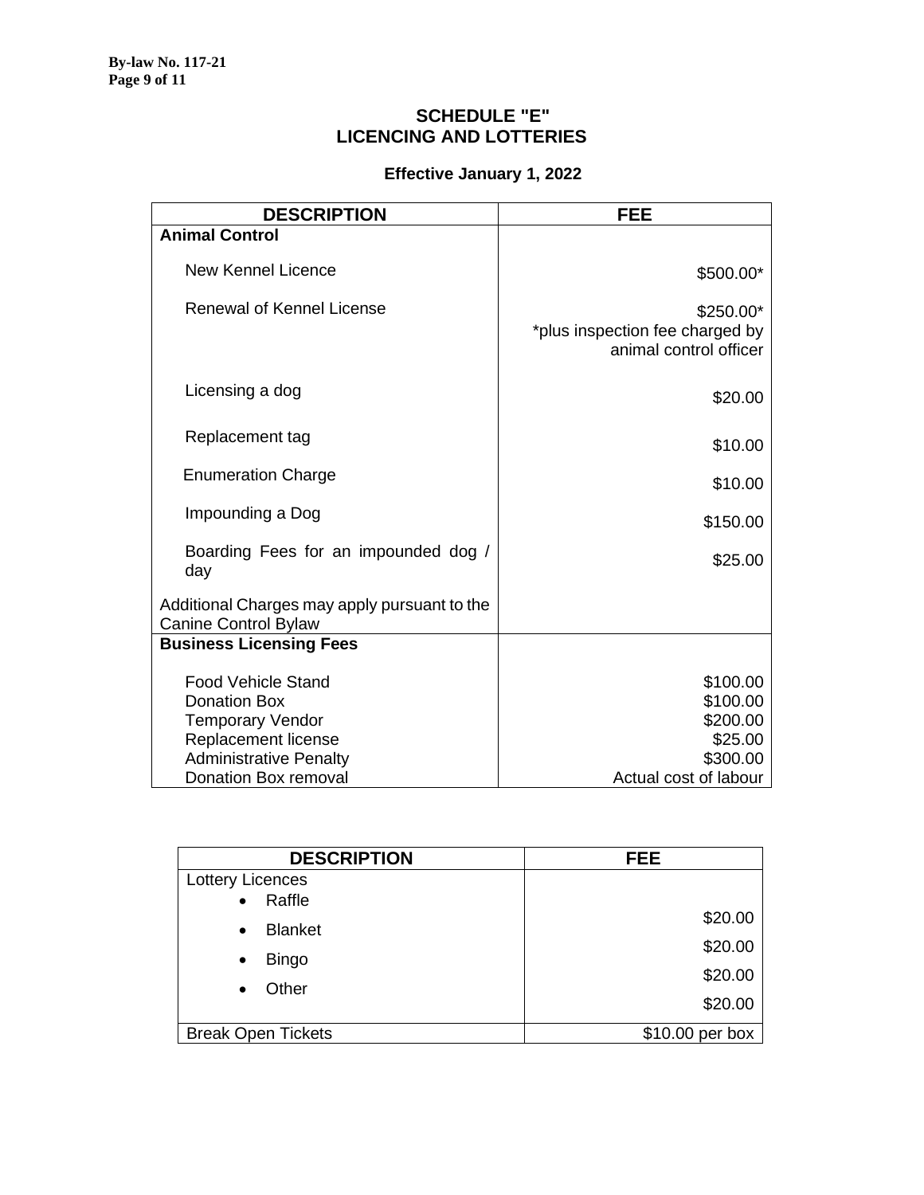## SCHEDULE "E"
## LICENCING AND LOTTERIES

### Effective January 1, 2022

| DESCRIPTION | FEE |
|---|---|
| **Animal Control** | |
| New Kennel Licence | $500.00* |
| Renewal of Kennel License | $250.00*<br>*plus inspection fee charged by animal control officer |
| Licensing a dog | $20.00 |
| Replacement tag | $10.00 |
| Enumeration Charge | $10.00 |
| Impounding a Dog | $150.00 |
| Boarding Fees for an impounded dog / day | $25.00 |
| Additional Charges may apply pursuant to the Canine Control Bylaw | |
| **Business Licensing Fees** | |
| Food Vehicle Stand | $100.00 |
| Donation Box | $100.00 |
| Temporary Vendor | $200.00 |
| Replacement license | $25.00 |
| Administrative Penalty | $300.00 |
| Donation Box removal | Actual cost of labour |

| DESCRIPTION | FEE |
|---|---|
| Lottery Licences | |
| • Raffle | $20.00 |
| • Blanket | $20.00 |
| • Bingo | $20.00 |
| • Other | $20.00 |
| Break Open Tickets | $10.00 per box |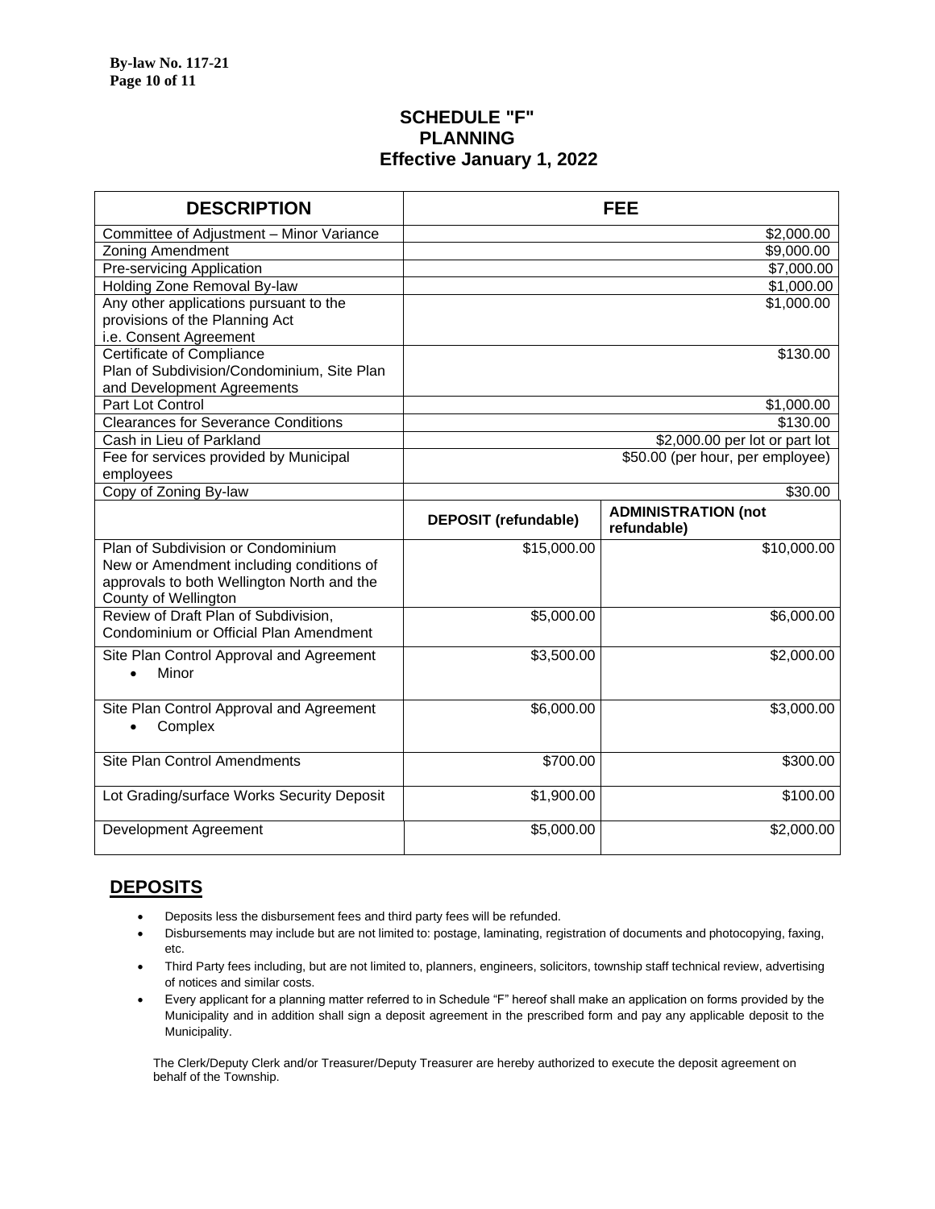# SCHEDULE "F"
## PLANNING
### Effective January 1, 2022

| DESCRIPTION | FEE | |
|---|---|---|
| Committee of Adjustment – Minor Variance | | $2,000.00 |
| Zoning Amendment | | $9,000.00 |
| Pre-servicing Application | | $7,000.00 |
| Holding Zone Removal By-law | | $1,000.00 |
| Any other applications pursuant to the provisions of the Planning Act i.e. Consent Agreement | | $1,000.00 |
| Certificate of Compliance Plan of Subdivision/Condominium, Site Plan and Development Agreements | | $130.00 |
| Part Lot Control | | $1,000.00 |
| Clearances for Severance Conditions | | $130.00 |
| Cash in Lieu of Parkland | | $2,000.00 per lot or part lot |
| Fee for services provided by Municipal employees | | $50.00 (per hour, per employee) |
| Copy of Zoning By-law | | $30.00 |
| | **DEPOSIT (refundable)** | **ADMINISTRATION (not refundable)** |
| Plan of Subdivision or Condominium New or Amendment including conditions of approvals to both Wellington North and the County of Wellington | $15,000.00 | $10,000.00 |
| Review of Draft Plan of Subdivision, Condominium or Official Plan Amendment | $5,000.00 | $6,000.00 |
| Site Plan Control Approval and Agreement<br>• Minor | $3,500.00 | $2,000.00 |
| Site Plan Control Approval and Agreement<br>• Complex | $6,000.00 | $3,000.00 |
| Site Plan Control Amendments | $700.00 | $300.00 |
| Lot Grading/surface Works Security Deposit | $1,900.00 | $100.00 |
| Development Agreement | $5,000.00 | $2,000.00 |

## DEPOSITS

- Deposits less the disbursement fees and third party fees will be refunded.
- Disbursements may include but are not limited to: postage, laminating, registration of documents and photocopying, faxing, etc.
- Third Party fees including, but are not limited to, planners, engineers, solicitors, township staff technical review, advertising of notices and similar costs.
- Every applicant for a planning matter referred to in Schedule "F" hereof shall make an application on forms provided by the Municipality and in addition shall sign a deposit agreement in the prescribed form and pay any applicable deposit to the Municipality.

The Clerk/Deputy Clerk and/or Treasurer/Deputy Treasurer are hereby authorized to execute the deposit agreement on behalf of the Township.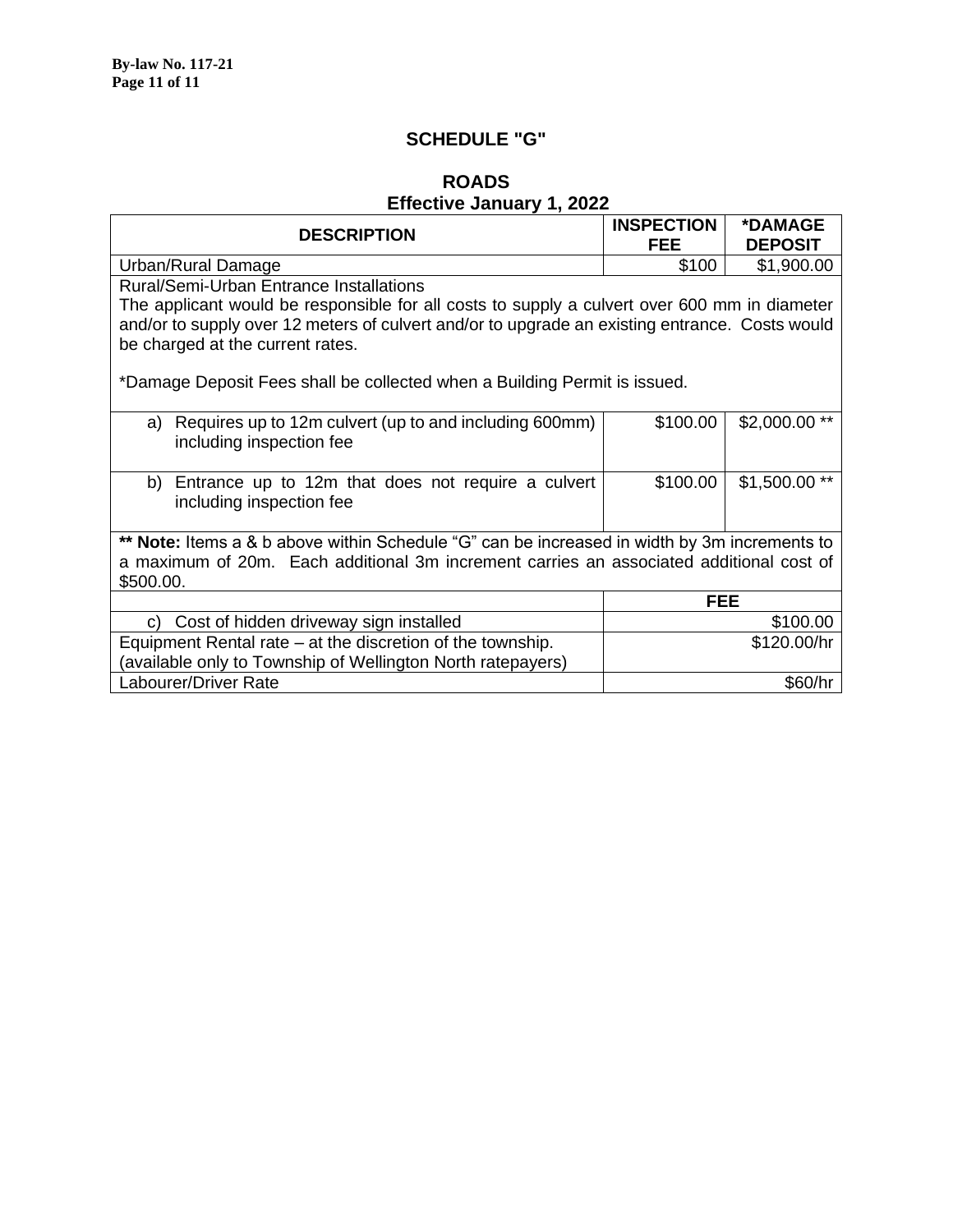# SCHEDULE "G"

## ROADS
**Effective January 1, 2022**

| DESCRIPTION | INSPECTION FEE | *DAMAGE DEPOSIT |
|---|---|---|
| Urban/Rural Damage | $100 | $1,900.00 |
| Rural/Semi-Urban Entrance Installations<br>The applicant would be responsible for all costs to supply a culvert over 600 mm in diameter and/or to supply over 12 meters of culvert and/or to upgrade an existing entrance. Costs would be charged at the current rates.<br><br>*Damage Deposit Fees shall be collected when a Building Permit is issued. | | |
| a) Requires up to 12m culvert (up to and including 600mm) including inspection fee | $100.00 | $2,000.00 ** |
| b) Entrance up to 12m that does not require a culvert including inspection fee | $100.00 | $1,500.00 ** |
| **\*\* Note:** Items a & b above within Schedule "G" can be increased in width by 3m increments to a maximum of 20m. Each additional 3m increment carries an associated additional cost of $500.00. | | |
| | **FEE** | |
| c) Cost of hidden driveway sign installed | $100.00 | |
| Equipment Rental rate – at the discretion of the township.<br>(available only to Township of Wellington North ratepayers) | $120.00/hr | |
| Labourer/Driver Rate | $60/hr | |